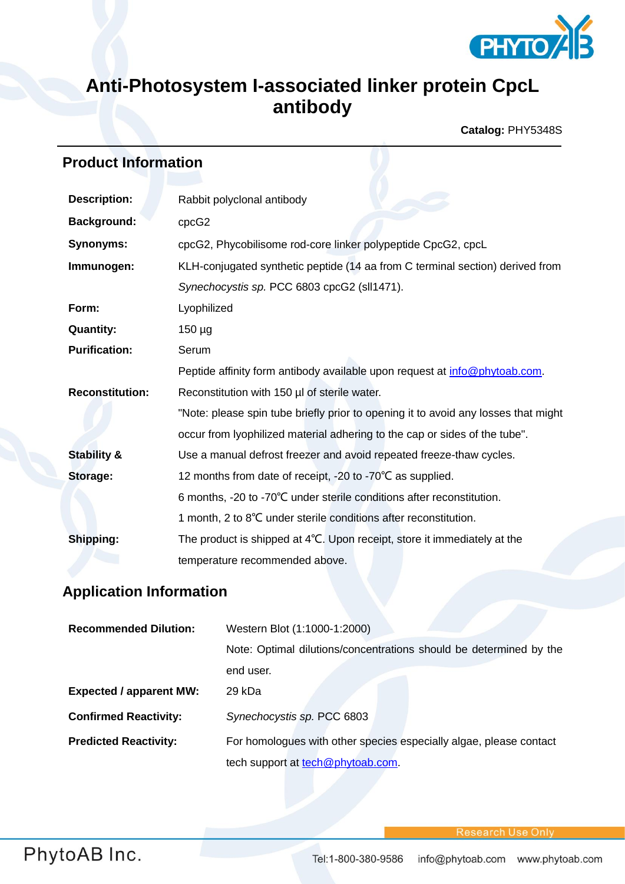# Anti-Photosystem I-associated linker protein CpcL antibody

**Catalog:** PHY5348S

## Product Information

| | |
|---|---|
| **Description:** | Rabbit polyclonal antibody |
| **Background:** | cpcG2 |
| **Synonyms:** | cpcG2, Phycobilisome rod-core linker polypeptide CpcG2, cpcL |
| **Immunogen:** | KLH-conjugated synthetic peptide (14 aa from C terminal section) derived from *Synechocystis sp.* PCC 6803 cpcG2 (sll1471). |
| **Form:** | Lyophilized |
| **Quantity:** | 150 µg |
| **Purification:** | Serum<br>Peptide affinity form antibody available upon request at info@phytoab.com. |
| **Reconstitution:** | Reconstitution with 150 µl of sterile water.<br>"Note: please spin tube briefly prior to opening it to avoid any losses that might occur from lyophilized material adhering to the cap or sides of the tube". |
| **Stability & Storage:** | Use a manual defrost freezer and avoid repeated freeze-thaw cycles.<br>12 months from date of receipt, -20 to -70℃ as supplied.<br>6 months, -20 to -70℃ under sterile conditions after reconstitution.<br>1 month, 2 to 8℃ under sterile conditions after reconstitution. |
| **Shipping:** | The product is shipped at 4℃. Upon receipt, store it immediately at the temperature recommended above. |

## Application Information

| | |
|---|---|
| **Recommended Dilution:** | Western Blot (1:1000-1:2000)<br>Note: Optimal dilutions/concentrations should be determined by the end user. |
| **Expected / apparent MW:** | 29 kDa |
| **Confirmed Reactivity:** | *Synechocystis sp.* PCC 6803 |
| **Predicted Reactivity:** | For homologues with other species especially algae, please contact tech support at tech@phytoab.com. |

Research Use Only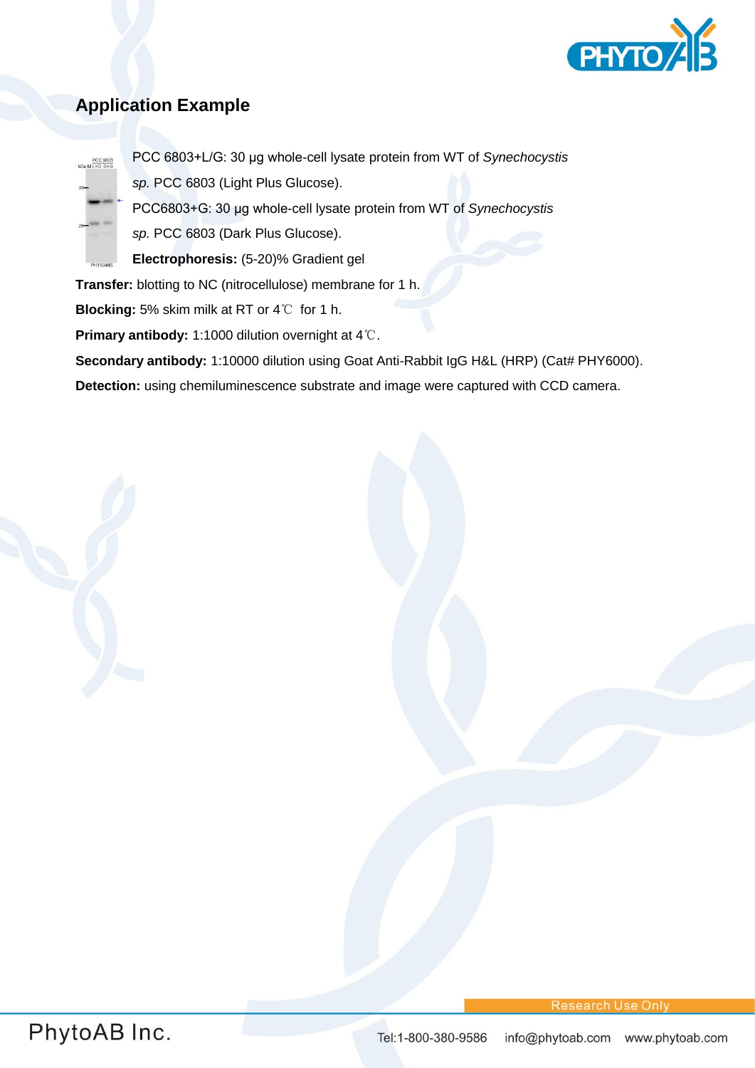## Application Example

PCC 6803+L/G: 30 μg whole-cell lysate protein from WT of *Synechocystis sp.* PCC 6803 (Light Plus Glucose).

PCC6803+G: 30 μg whole-cell lysate protein from WT of *Synechocystis sp.* PCC 6803 (Dark Plus Glucose).

**Electrophoresis:** (5-20)% Gradient gel

**Transfer:** blotting to NC (nitrocellulose) membrane for 1 h.

**Blocking:** 5% skim milk at RT or 4℃ for 1 h.

**Primary antibody:** 1:1000 dilution overnight at 4℃.

**Secondary antibody:** 1:10000 dilution using Goat Anti-Rabbit IgG H&L (HRP) (Cat# PHY6000).

**Detection:** using chemiluminescence substrate and image were captured with CCD camera.

Research Use Only

PhytoAB Inc.

Tel:1-800-380-9586 info@phytoab.com www.phytoab.com